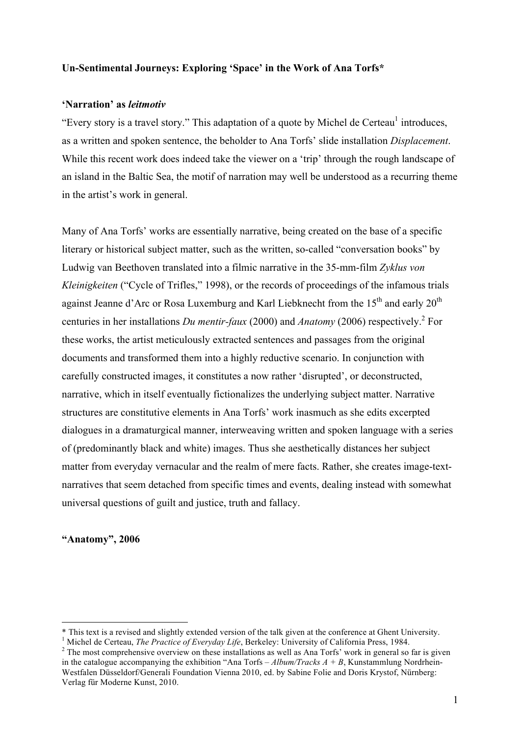**Un-Sentimental Journeys: Exploring 'Space' in the Work of Ana Torfs***

**'Narration' as *leitmotiv***

"Every story is a travel story." This adaptation of a quote by Michel de Certeau[1] introduces, as a written and spoken sentence, the beholder to Ana Torfs' slide installation *Displacement*. While this recent work does indeed take the viewer on a 'trip' through the rough landscape of an island in the Baltic Sea, the motif of narration may well be understood as a recurring theme in the artist's work in general.

Many of Ana Torfs' works are essentially narrative, being created on the base of a specific literary or historical subject matter, such as the written, so-called "conversation books" by Ludwig van Beethoven translated into a filmic narrative in the 35-mm-film *Zyklus von Kleinigkeiten* ("Cycle of Trifles," 1998), or the records of proceedings of the infamous trials against Jeanne d'Arc or Rosa Luxemburg and Karl Liebknecht from the 15th and early 20th centuries in her installations *Du mentir-faux* (2000) and *Anatomy* (2006) respectively.[2] For these works, the artist meticulously extracted sentences and passages from the original documents and transformed them into a highly reductive scenario. In conjunction with carefully constructed images, it constitutes a now rather 'disrupted', or deconstructed, narrative, which in itself eventually fictionalizes the underlying subject matter. Narrative structures are constitutive elements in Ana Torfs' work inasmuch as she edits excerpted dialogues in a dramaturgical manner, interweaving written and spoken language with a series of (predominantly black and white) images. Thus she aesthetically distances her subject matter from everyday vernacular and the realm of mere facts. Rather, she creates image-text-narratives that seem detached from specific times and events, dealing instead with somewhat universal questions of guilt and justice, truth and fallacy.

**"Anatomy", 2006**

---

\* This text is a revised and slightly extended version of the talk given at the conference at Ghent University.

[1] Michel de Certeau, *The Practice of Everyday Life*, Berkeley: University of California Press, 1984.

[2] The most comprehensive overview on these installations as well as Ana Torfs' work in general so far is given in the catalogue accompanying the exhibition "Ana Torfs – *Album/Tracks A + B*, Kunstammlung Nordrhein-Westfalen Düsseldorf/Generali Foundation Vienna 2010, ed. by Sabine Folie and Doris Krystof, Nürnberg: Verlag für Moderne Kunst, 2010.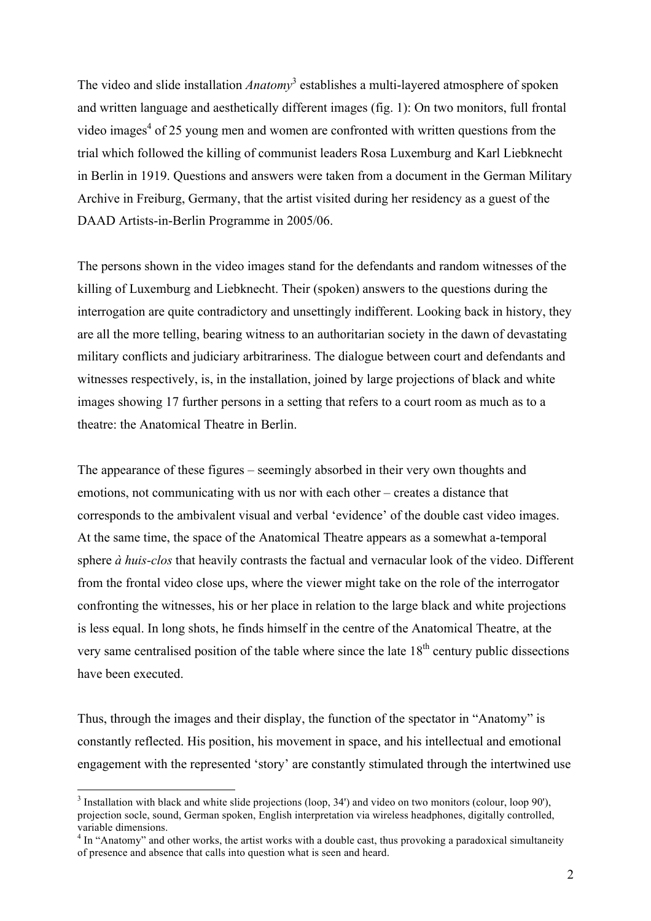The video and slide installation *Anatomy*[3] establishes a multi-layered atmosphere of spoken and written language and aesthetically different images (fig. 1): On two monitors, full frontal video images[4] of 25 young men and women are confronted with written questions from the trial which followed the killing of communist leaders Rosa Luxemburg and Karl Liebknecht in Berlin in 1919. Questions and answers were taken from a document in the German Military Archive in Freiburg, Germany, that the artist visited during her residency as a guest of the DAAD Artists-in-Berlin Programme in 2005/06.

The persons shown in the video images stand for the defendants and random witnesses of the killing of Luxemburg and Liebknecht. Their (spoken) answers to the questions during the interrogation are quite contradictory and unsettingly indifferent. Looking back in history, they are all the more telling, bearing witness to an authoritarian society in the dawn of devastating military conflicts and judiciary arbitrariness. The dialogue between court and defendants and witnesses respectively, is, in the installation, joined by large projections of black and white images showing 17 further persons in a setting that refers to a court room as much as to a theatre: the Anatomical Theatre in Berlin.

The appearance of these figures – seemingly absorbed in their very own thoughts and emotions, not communicating with us nor with each other – creates a distance that corresponds to the ambivalent visual and verbal 'evidence' of the double cast video images. At the same time, the space of the Anatomical Theatre appears as a somewhat a-temporal sphere *à huis-clos* that heavily contrasts the factual and vernacular look of the video. Different from the frontal video close ups, where the viewer might take on the role of the interrogator confronting the witnesses, his or her place in relation to the large black and white projections is less equal. In long shots, he finds himself in the centre of the Anatomical Theatre, at the very same centralised position of the table where since the late 18th century public dissections have been executed.

Thus, through the images and their display, the function of the spectator in "Anatomy" is constantly reflected. His position, his movement in space, and his intellectual and emotional engagement with the represented 'story' are constantly stimulated through the intertwined use

[3] Installation with black and white slide projections (loop, 34') and video on two monitors (colour, loop 90'), projection socle, sound, German spoken, English interpretation via wireless headphones, digitally controlled, variable dimensions.

[4] In "Anatomy" and other works, the artist works with a double cast, thus provoking a paradoxical simultaneity of presence and absence that calls into question what is seen and heard.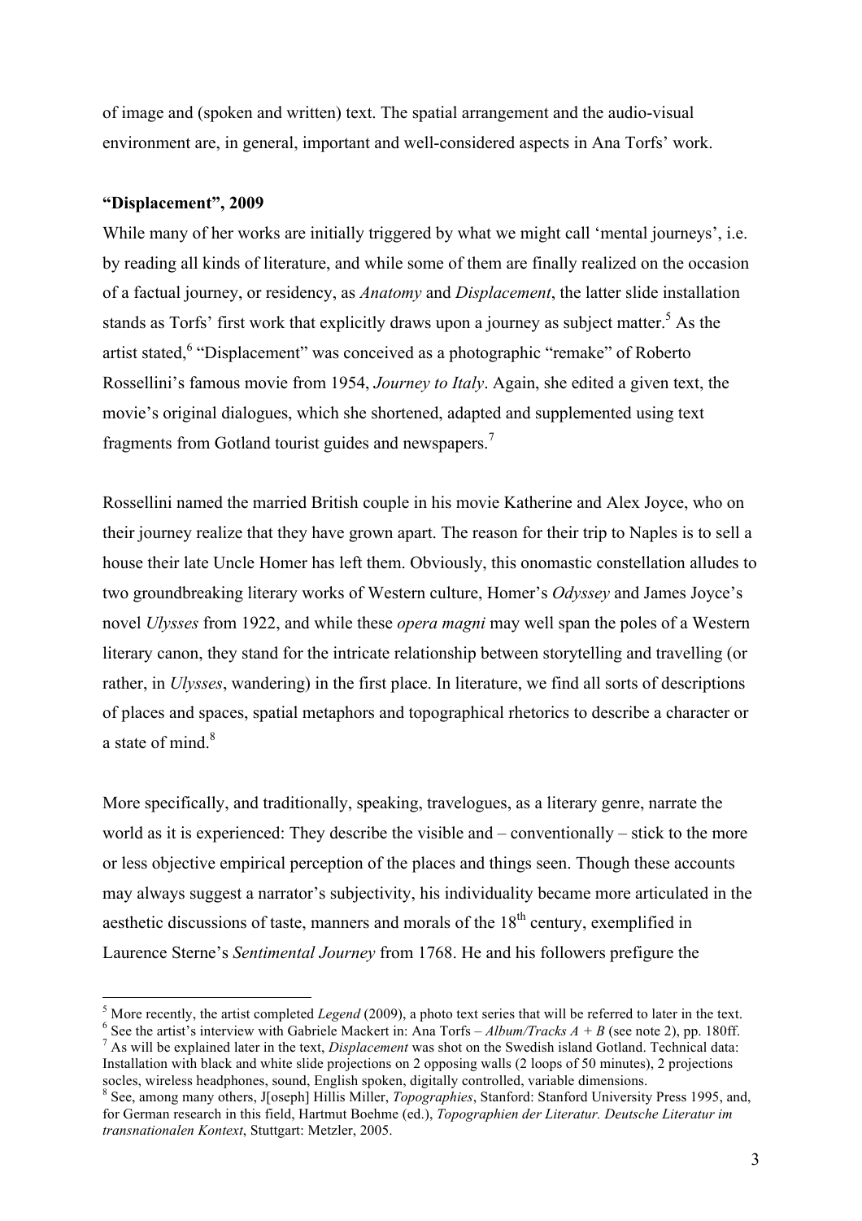of image and (spoken and written) text. The spatial arrangement and the audio-visual environment are, in general, important and well-considered aspects in Ana Torfs' work.

**"Displacement", 2009**

While many of her works are initially triggered by what we might call 'mental journeys', i.e. by reading all kinds of literature, and while some of them are finally realized on the occasion of a factual journey, or residency, as *Anatomy* and *Displacement*, the latter slide installation stands as Torfs' first work that explicitly draws upon a journey as subject matter.[5] As the artist stated,[6] "Displacement" was conceived as a photographic "remake" of Roberto Rossellini's famous movie from 1954, *Journey to Italy*. Again, she edited a given text, the movie's original dialogues, which she shortened, adapted and supplemented using text fragments from Gotland tourist guides and newspapers.[7]

Rossellini named the married British couple in his movie Katherine and Alex Joyce, who on their journey realize that they have grown apart. The reason for their trip to Naples is to sell a house their late Uncle Homer has left them. Obviously, this onomastic constellation alludes to two groundbreaking literary works of Western culture, Homer's *Odyssey* and James Joyce's novel *Ulysses* from 1922, and while these *opera magni* may well span the poles of a Western literary canon, they stand for the intricate relationship between storytelling and travelling (or rather, in *Ulysses*, wandering) in the first place. In literature, we find all sorts of descriptions of places and spaces, spatial metaphors and topographical rhetorics to describe a character or a state of mind.[8]

More specifically, and traditionally, speaking, travelogues, as a literary genre, narrate the world as it is experienced: They describe the visible and – conventionally – stick to the more or less objective empirical perception of the places and things seen. Though these accounts may always suggest a narrator's subjectivity, his individuality became more articulated in the aesthetic discussions of taste, manners and morals of the 18th century, exemplified in Laurence Sterne's *Sentimental Journey* from 1768. He and his followers prefigure the

---

[5] More recently, the artist completed *Legend* (2009), a photo text series that will be referred to later in the text.

[6] See the artist's interview with Gabriele Mackert in: Ana Torfs – *Album/Tracks A + B* (see note 2), pp. 180ff.

[7] As will be explained later in the text, *Displacement* was shot on the Swedish island Gotland. Technical data: Installation with black and white slide projections on 2 opposing walls (2 loops of 50 minutes), 2 projections socles, wireless headphones, sound, English spoken, digitally controlled, variable dimensions.

[8] See, among many others, J[oseph] Hillis Miller, *Topographies*, Stanford: Stanford University Press 1995, and, for German research in this field, Hartmut Boehme (ed.), *Topographien der Literatur. Deutsche Literatur im transnationalen Kontext*, Stuttgart: Metzler, 2005.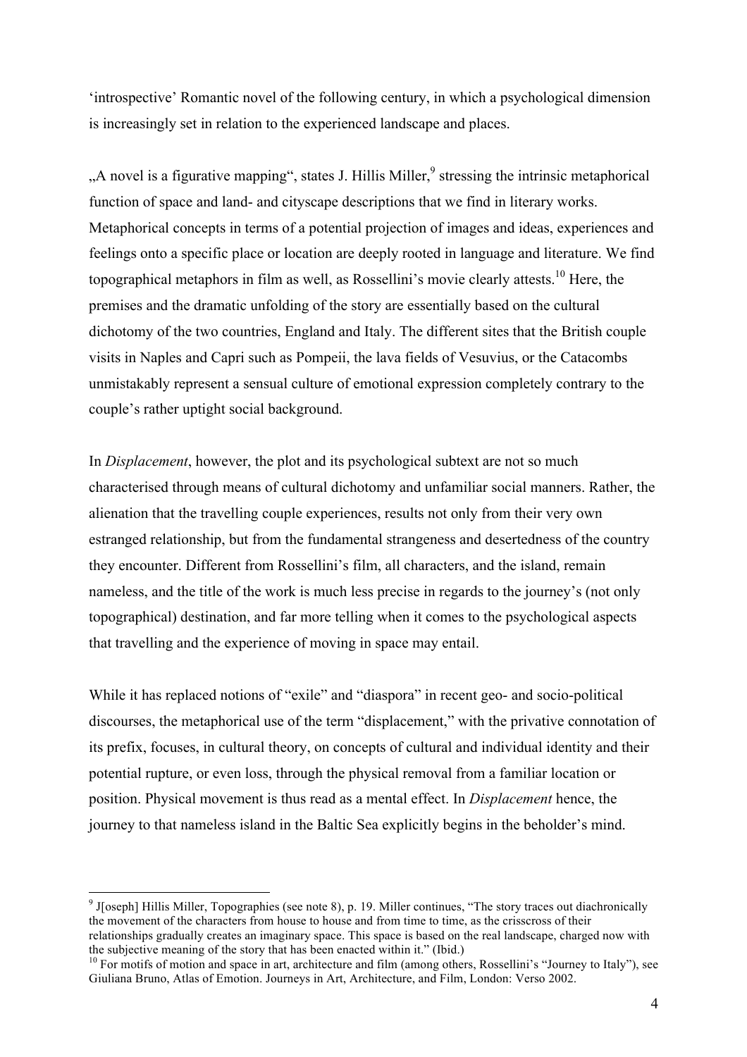'introspective' Romantic novel of the following century, in which a psychological dimension is increasingly set in relation to the experienced landscape and places.

„A novel is a figurative mapping", states J. Hillis Miller,[9] stressing the intrinsic metaphorical function of space and land- and cityscape descriptions that we find in literary works. Metaphorical concepts in terms of a potential projection of images and ideas, experiences and feelings onto a specific place or location are deeply rooted in language and literature. We find topographical metaphors in film as well, as Rossellini's movie clearly attests.[10] Here, the premises and the dramatic unfolding of the story are essentially based on the cultural dichotomy of the two countries, England and Italy. The different sites that the British couple visits in Naples and Capri such as Pompeii, the lava fields of Vesuvius, or the Catacombs unmistakably represent a sensual culture of emotional expression completely contrary to the couple's rather uptight social background.

In *Displacement*, however, the plot and its psychological subtext are not so much characterised through means of cultural dichotomy and unfamiliar social manners. Rather, the alienation that the travelling couple experiences, results not only from their very own estranged relationship, but from the fundamental strangeness and desertedness of the country they encounter. Different from Rossellini's film, all characters, and the island, remain nameless, and the title of the work is much less precise in regards to the journey's (not only topographical) destination, and far more telling when it comes to the psychological aspects that travelling and the experience of moving in space may entail.

While it has replaced notions of "exile" and "diaspora" in recent geo- and socio-political discourses, the metaphorical use of the term "displacement," with the privative connotation of its prefix, focuses, in cultural theory, on concepts of cultural and individual identity and their potential rupture, or even loss, through the physical removal from a familiar location or position. Physical movement is thus read as a mental effect. In *Displacement* hence, the journey to that nameless island in the Baltic Sea explicitly begins in the beholder's mind.

---

[9] J[oseph] Hillis Miller, Topographies (see note 8), p. 19. Miller continues, "The story traces out diachronically the movement of the characters from house to house and from time to time, as the crisscross of their relationships gradually creates an imaginary space. This space is based on the real landscape, charged now with the subjective meaning of the story that has been enacted within it." (Ibid.)

[10] For motifs of motion and space in art, architecture and film (among others, Rossellini's "Journey to Italy"), see Giuliana Bruno, Atlas of Emotion. Journeys in Art, Architecture, and Film, London: Verso 2002.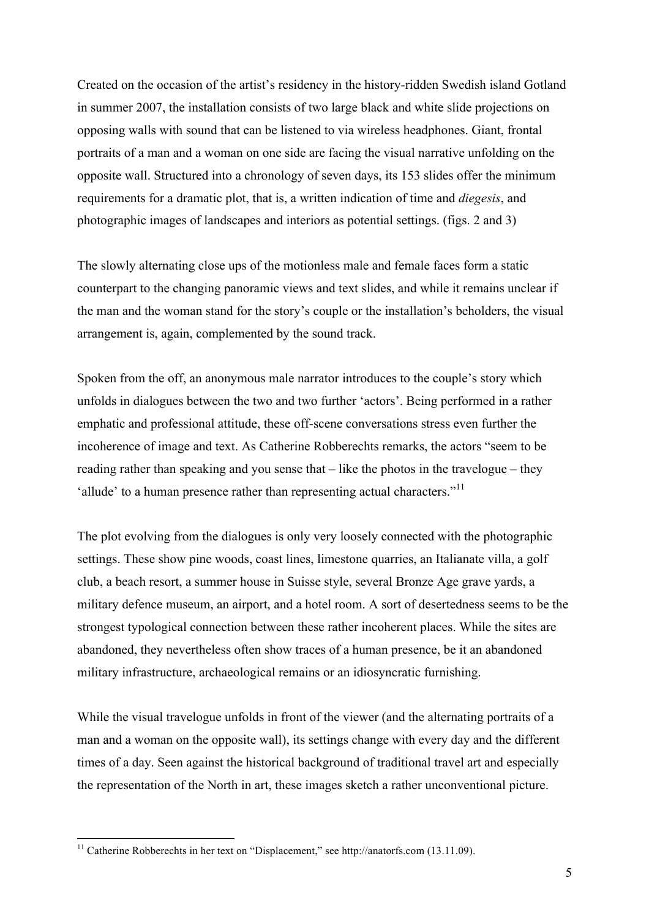Created on the occasion of the artist's residency in the history-ridden Swedish island Gotland in summer 2007, the installation consists of two large black and white slide projections on opposing walls with sound that can be listened to via wireless headphones. Giant, frontal portraits of a man and a woman on one side are facing the visual narrative unfolding on the opposite wall. Structured into a chronology of seven days, its 153 slides offer the minimum requirements for a dramatic plot, that is, a written indication of time and *diegesis*, and photographic images of landscapes and interiors as potential settings. (figs. 2 and 3)

The slowly alternating close ups of the motionless male and female faces form a static counterpart to the changing panoramic views and text slides, and while it remains unclear if the man and the woman stand for the story's couple or the installation's beholders, the visual arrangement is, again, complemented by the sound track.

Spoken from the off, an anonymous male narrator introduces to the couple's story which unfolds in dialogues between the two and two further 'actors'. Being performed in a rather emphatic and professional attitude, these off-scene conversations stress even further the incoherence of image and text. As Catherine Robberechts remarks, the actors "seem to be reading rather than speaking and you sense that – like the photos in the travelogue – they 'allude' to a human presence rather than representing actual characters."[11]

The plot evolving from the dialogues is only very loosely connected with the photographic settings. These show pine woods, coast lines, limestone quarries, an Italianate villa, a golf club, a beach resort, a summer house in Suisse style, several Bronze Age grave yards, a military defence museum, an airport, and a hotel room. A sort of desertedness seems to be the strongest typological connection between these rather incoherent places. While the sites are abandoned, they nevertheless often show traces of a human presence, be it an abandoned military infrastructure, archaeological remains or an idiosyncratic furnishing.

While the visual travelogue unfolds in front of the viewer (and the alternating portraits of a man and a woman on the opposite wall), its settings change with every day and the different times of a day. Seen against the historical background of traditional travel art and especially the representation of the North in art, these images sketch a rather unconventional picture.

---

[11] Catherine Robberechts in her text on "Displacement," see http://anatorfs.com (13.11.09).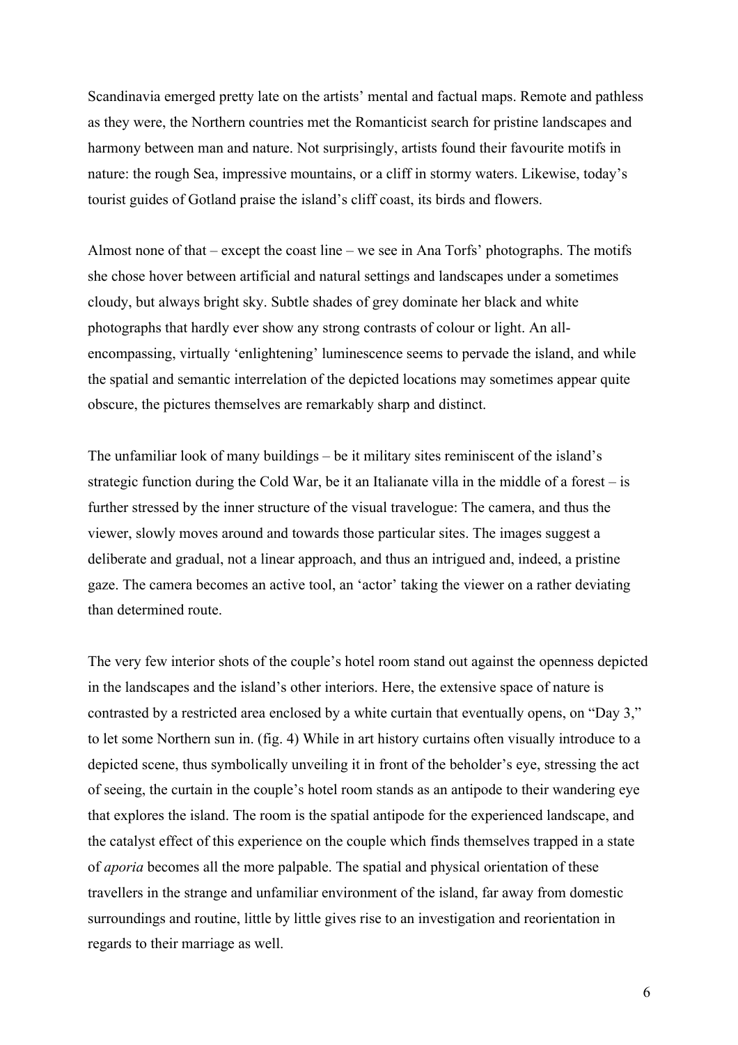Scandinavia emerged pretty late on the artists' mental and factual maps. Remote and pathless as they were, the Northern countries met the Romanticist search for pristine landscapes and harmony between man and nature. Not surprisingly, artists found their favourite motifs in nature: the rough Sea, impressive mountains, or a cliff in stormy waters. Likewise, today's tourist guides of Gotland praise the island's cliff coast, its birds and flowers.

Almost none of that – except the coast line – we see in Ana Torfs' photographs. The motifs she chose hover between artificial and natural settings and landscapes under a sometimes cloudy, but always bright sky. Subtle shades of grey dominate her black and white photographs that hardly ever show any strong contrasts of colour or light. An all-encompassing, virtually 'enlightening' luminescence seems to pervade the island, and while the spatial and semantic interrelation of the depicted locations may sometimes appear quite obscure, the pictures themselves are remarkably sharp and distinct.

The unfamiliar look of many buildings – be it military sites reminiscent of the island's strategic function during the Cold War, be it an Italianate villa in the middle of a forest – is further stressed by the inner structure of the visual travelogue: The camera, and thus the viewer, slowly moves around and towards those particular sites. The images suggest a deliberate and gradual, not a linear approach, and thus an intrigued and, indeed, a pristine gaze. The camera becomes an active tool, an 'actor' taking the viewer on a rather deviating than determined route.

The very few interior shots of the couple's hotel room stand out against the openness depicted in the landscapes and the island's other interiors. Here, the extensive space of nature is contrasted by a restricted area enclosed by a white curtain that eventually opens, on "Day 3," to let some Northern sun in. (fig. 4) While in art history curtains often visually introduce to a depicted scene, thus symbolically unveiling it in front of the beholder's eye, stressing the act of seeing, the curtain in the couple's hotel room stands as an antipode to their wandering eye that explores the island. The room is the spatial antipode for the experienced landscape, and the catalyst effect of this experience on the couple which finds themselves trapped in a state of *aporia* becomes all the more palpable. The spatial and physical orientation of these travellers in the strange and unfamiliar environment of the island, far away from domestic surroundings and routine, little by little gives rise to an investigation and reorientation in regards to their marriage as well.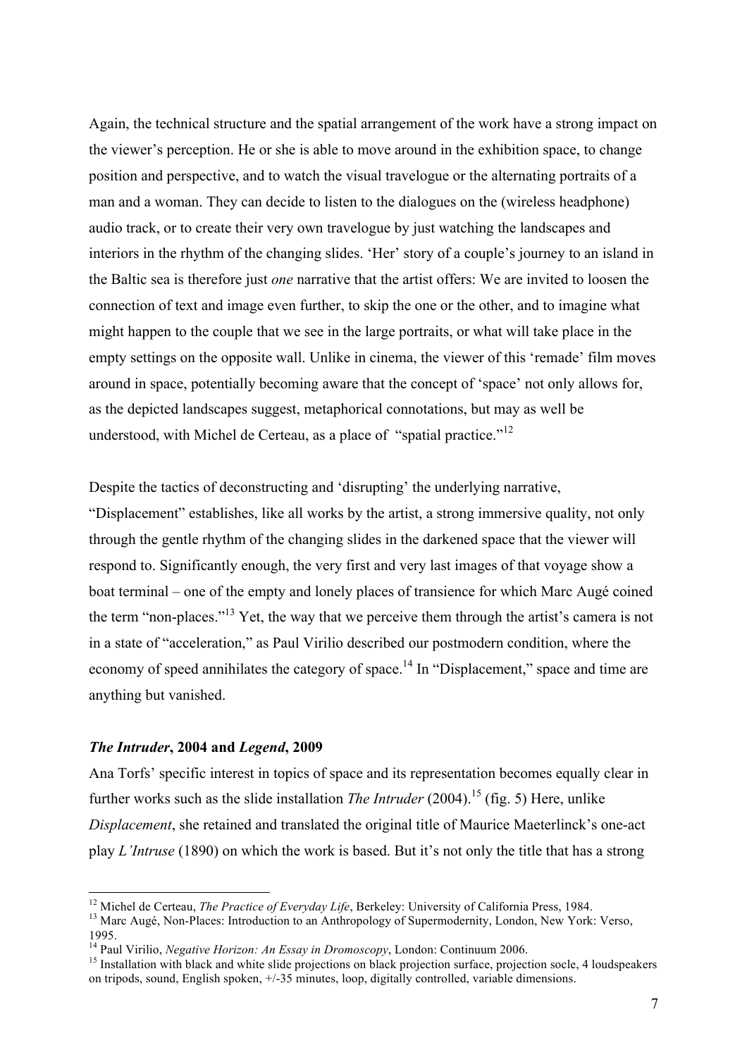Again, the technical structure and the spatial arrangement of the work have a strong impact on the viewer's perception. He or she is able to move around in the exhibition space, to change position and perspective, and to watch the visual travelogue or the alternating portraits of a man and a woman. They can decide to listen to the dialogues on the (wireless headphone) audio track, or to create their very own travelogue by just watching the landscapes and interiors in the rhythm of the changing slides. 'Her' story of a couple's journey to an island in the Baltic sea is therefore just *one* narrative that the artist offers: We are invited to loosen the connection of text and image even further, to skip the one or the other, and to imagine what might happen to the couple that we see in the large portraits, or what will take place in the empty settings on the opposite wall. Unlike in cinema, the viewer of this 'remade' film moves around in space, potentially becoming aware that the concept of 'space' not only allows for, as the depicted landscapes suggest, metaphorical connotations, but may as well be understood, with Michel de Certeau, as a place of "spatial practice."[12]

Despite the tactics of deconstructing and 'disrupting' the underlying narrative, "Displacement" establishes, like all works by the artist, a strong immersive quality, not only through the gentle rhythm of the changing slides in the darkened space that the viewer will respond to. Significantly enough, the very first and very last images of that voyage show a boat terminal – one of the empty and lonely places of transience for which Marc Augé coined the term "non-places."[13] Yet, the way that we perceive them through the artist's camera is not in a state of "acceleration," as Paul Virilio described our postmodern condition, where the economy of speed annihilates the category of space.[14] In "Displacement," space and time are anything but vanished.

### ***The Intruder*, 2004 and *Legend*, 2009**

Ana Torfs' specific interest in topics of space and its representation becomes equally clear in further works such as the slide installation *The Intruder* (2004).[15] (fig. 5) Here, unlike *Displacement*, she retained and translated the original title of Maurice Maeterlinck's one-act play *L'Intruse* (1890) on which the work is based. But it's not only the title that has a strong

---

[12] Michel de Certeau, *The Practice of Everyday Life*, Berkeley: University of California Press, 1984.

[13] Marc Augé, Non-Places: Introduction to an Anthropology of Supermodernity, London, New York: Verso, 1995.

[14] Paul Virilio, *Negative Horizon: An Essay in Dromoscopy*, London: Continuum 2006.

[15] Installation with black and white slide projections on black projection surface, projection socle, 4 loudspeakers on tripods, sound, English spoken, +/-35 minutes, loop, digitally controlled, variable dimensions.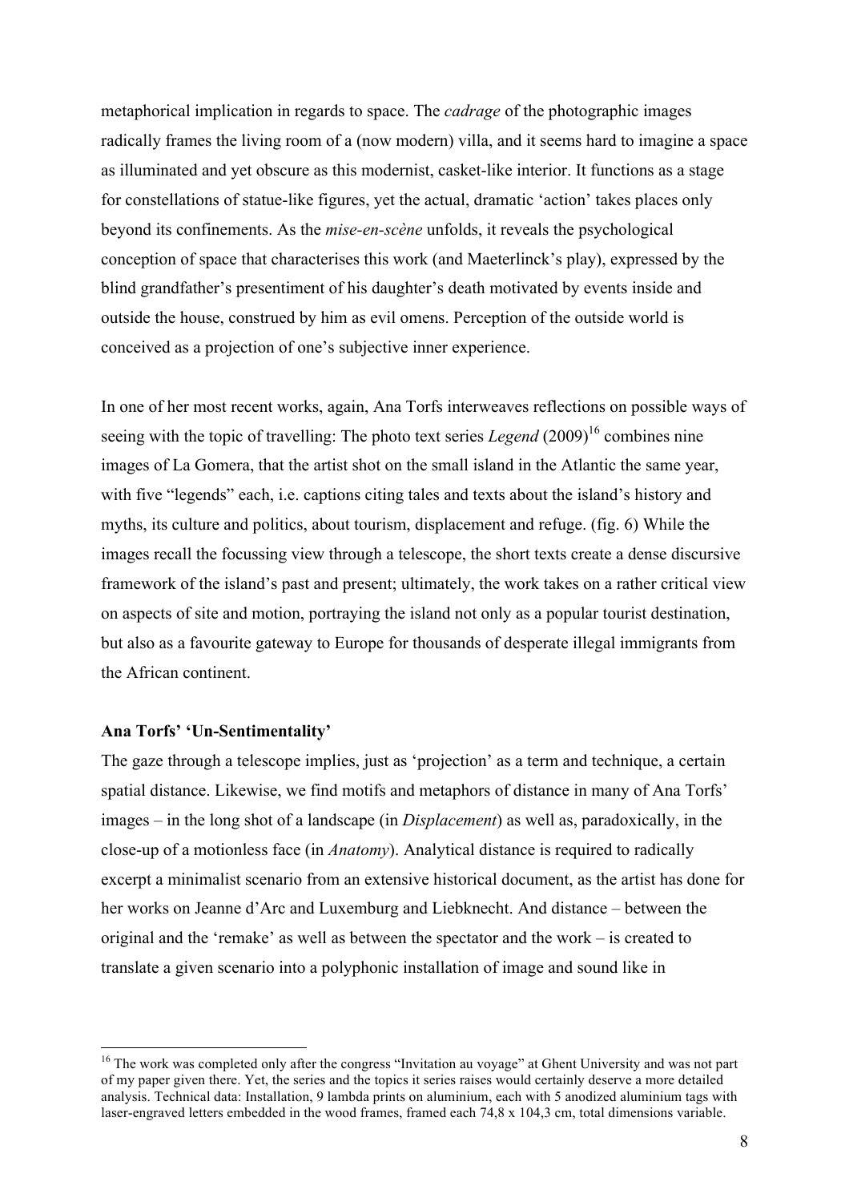metaphorical implication in regards to space. The *cadrage* of the photographic images radically frames the living room of a (now modern) villa, and it seems hard to imagine a space as illuminated and yet obscure as this modernist, casket-like interior. It functions as a stage for constellations of statue-like figures, yet the actual, dramatic 'action' takes places only beyond its confinements. As the *mise-en-scène* unfolds, it reveals the psychological conception of space that characterises this work (and Maeterlinck's play), expressed by the blind grandfather's presentiment of his daughter's death motivated by events inside and outside the house, construed by him as evil omens. Perception of the outside world is conceived as a projection of one's subjective inner experience.

In one of her most recent works, again, Ana Torfs interweaves reflections on possible ways of seeing with the topic of travelling: The photo text series *Legend* (2009)[16] combines nine images of La Gomera, that the artist shot on the small island in the Atlantic the same year, with five "legends" each, i.e. captions citing tales and texts about the island's history and myths, its culture and politics, about tourism, displacement and refuge. (fig. 6) While the images recall the focussing view through a telescope, the short texts create a dense discursive framework of the island's past and present; ultimately, the work takes on a rather critical view on aspects of site and motion, portraying the island not only as a popular tourist destination, but also as a favourite gateway to Europe for thousands of desperate illegal immigrants from the African continent.

**Ana Torfs' 'Un-Sentimentality'**

The gaze through a telescope implies, just as 'projection' as a term and technique, a certain spatial distance. Likewise, we find motifs and metaphors of distance in many of Ana Torfs' images – in the long shot of a landscape (in *Displacement*) as well as, paradoxically, in the close-up of a motionless face (in *Anatomy*). Analytical distance is required to radically excerpt a minimalist scenario from an extensive historical document, as the artist has done for her works on Jeanne d'Arc and Luxemburg and Liebknecht. And distance – between the original and the 'remake' as well as between the spectator and the work – is created to translate a given scenario into a polyphonic installation of image and sound like in

---

[16] The work was completed only after the congress "Invitation au voyage" at Ghent University and was not part of my paper given there. Yet, the series and the topics it series raises would certainly deserve a more detailed analysis. Technical data: Installation, 9 lambda prints on aluminium, each with 5 anodized aluminium tags with laser-engraved letters embedded in the wood frames, framed each 74,8 x 104,3 cm, total dimensions variable.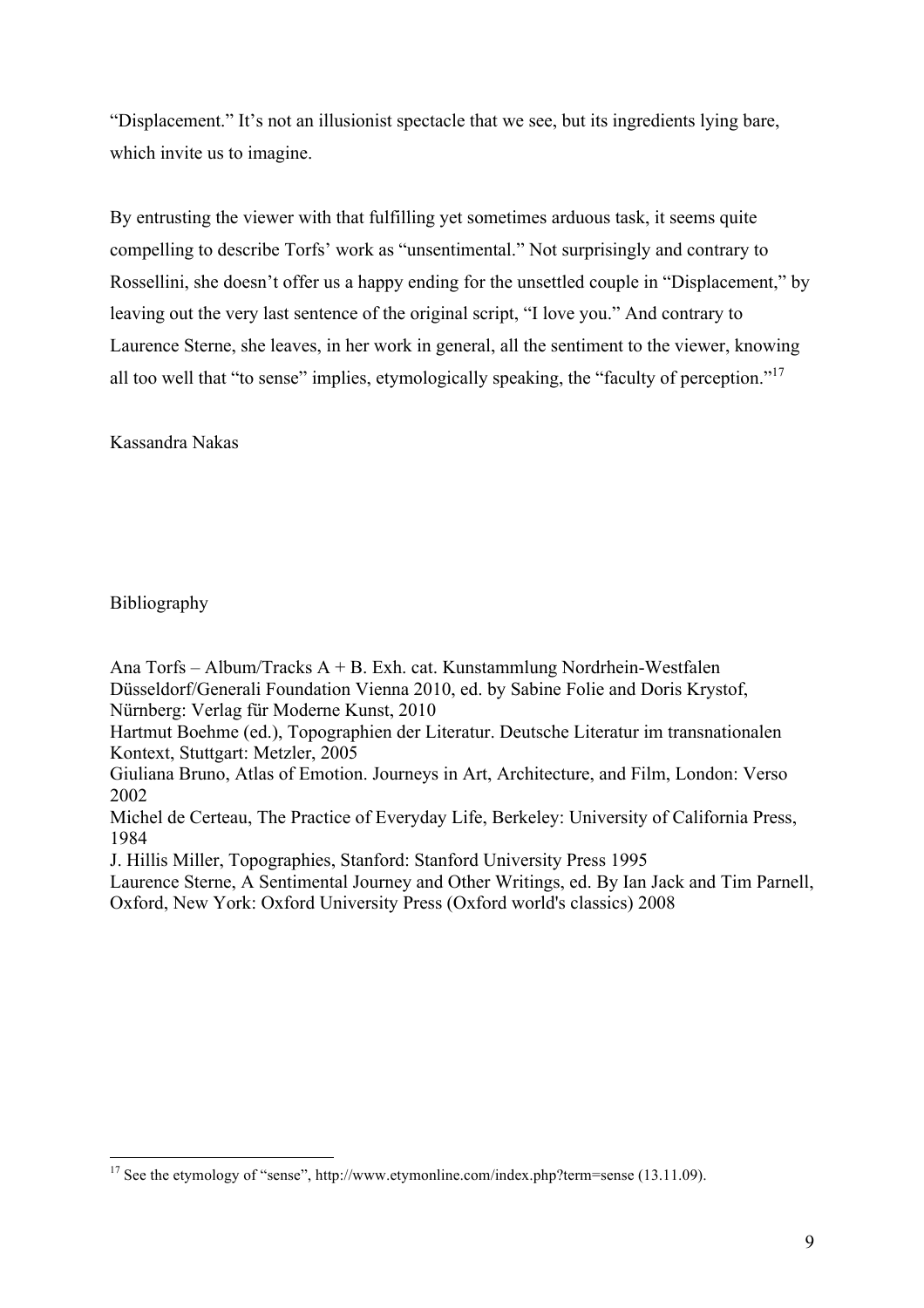"Displacement." It's not an illusionist spectacle that we see, but its ingredients lying bare, which invite us to imagine.

By entrusting the viewer with that fulfilling yet sometimes arduous task, it seems quite compelling to describe Torfs' work as "unsentimental." Not surprisingly and contrary to Rossellini, she doesn't offer us a happy ending for the unsettled couple in "Displacement," by leaving out the very last sentence of the original script, "I love you." And contrary to Laurence Sterne, she leaves, in her work in general, all the sentiment to the viewer, knowing all too well that "to sense" implies, etymologically speaking, the "faculty of perception."[17]

Kassandra Nakas

Bibliography

Ana Torfs – Album/Tracks A + B. Exh. cat. Kunstammlung Nordrhein-Westfalen Düsseldorf/Generali Foundation Vienna 2010, ed. by Sabine Folie and Doris Krystof, Nürnberg: Verlag für Moderne Kunst, 2010
Hartmut Boehme (ed.), Topographien der Literatur. Deutsche Literatur im transnationalen Kontext, Stuttgart: Metzler, 2005
Giuliana Bruno, Atlas of Emotion. Journeys in Art, Architecture, and Film, London: Verso 2002
Michel de Certeau, The Practice of Everyday Life, Berkeley: University of California Press, 1984
J. Hillis Miller, Topographies, Stanford: Stanford University Press 1995
Laurence Sterne, A Sentimental Journey and Other Writings, ed. By Ian Jack and Tim Parnell, Oxford, New York: Oxford University Press (Oxford world's classics) 2008

[17] See the etymology of "sense", http://www.etymonline.com/index.php?term=sense (13.11.09).